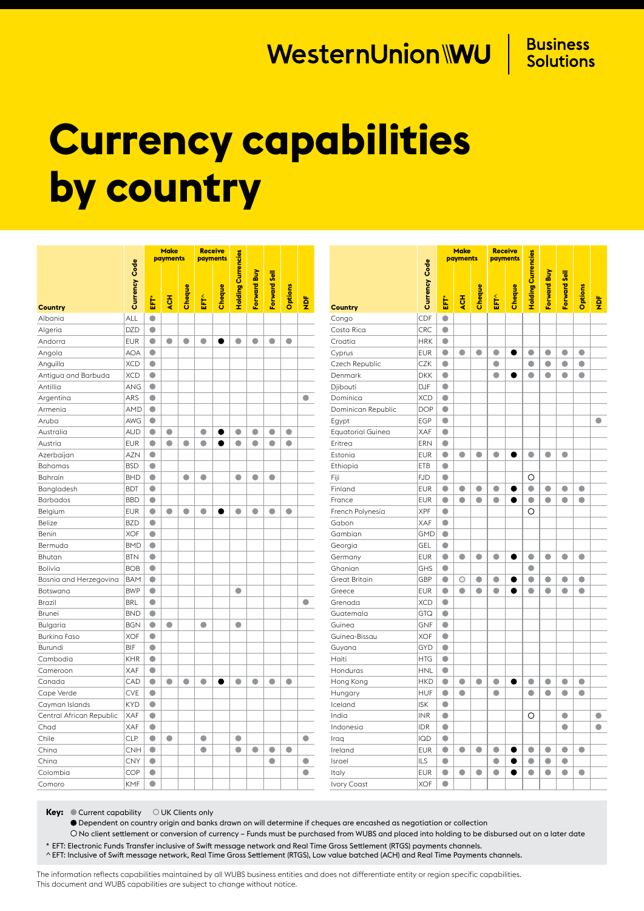WesternUnion WU | Business Solutions

# Currency capabilities by country

| Country | Currency Code | Make payments | | | Receive payments | | Holding Currencies | Forward Buy | Forward Sell | Options | NDF |
|---|---|---|---|---|---|---|---|---|---|---|---|
| | | EFT* | ACH | Cheque | EFT^ | Cheque | | | | | |
| Albania | ALL | ● | | | | | | | | | |
| Algeria | DZD | ● | | | | | | | | | |
| Andorra | EUR | ● | ● | ● | ● | ⬤ | ● | ● | ● | ● | |
| Angola | AOA | ● | | | | | | | | | |
| Anguilla | XCD | ● | | | | | | | | | |
| Antigua and Barbuda | XCD | ● | | | | | | | | | |
| Antillia | ANG | ● | | | | | | | | | |
| Argentina | ARS | ● | | | | | | | | | ● |
| Armenia | AMD | ● | | | | | | | | | |
| Aruba | AWG | ● | | | | | | | | | |
| Australia | AUD | ● | ● | | ● | ⬤ | ● | ● | ● | ● | |
| Austria | EUR | ● | ● | ● | ● | ⬤ | ● | ● | ● | ● | |
| Azerbaijan | AZN | ● | | | | | | | | | |
| Bahamas | BSD | ● | | | | | | | | | |
| Bahrain | BHD | ● | | ● | ● | | ● | ● | ● | | |
| Bangladesh | BDT | ● | | | | | | | | | |
| Barbados | BBD | ● | | | | | | | | | |
| Belgium | EUR | ● | ● | ● | ● | ⬤ | ● | ● | ● | ● | |
| Belize | BZD | ● | | | | | | | | | |
| Benin | XOF | ● | | | | | | | | | |
| Bermuda | BMD | ● | | | | | | | | | |
| Bhutan | BTN | ● | | | | | | | | | |
| Bolivia | BOB | ● | | | | | | | | | |
| Bosnia and Herzegovina | BAM | ● | | | | | | | | | |
| Botswana | BWP | ● | | | | | ● | | | | |
| Brazil | BRL | ● | | | | | | | | | ● |
| Brunei | BND | ● | | | | | | | | | |
| Bulgaria | BGN | ● | ● | | ● | | ● | | | | |
| Burkina Faso | XOF | ● | | | | | | | | | |
| Burundi | BIF | ● | | | | | | | | | |
| Cambodia | KHR | ● | | | | | | | | | |
| Cameroon | XAF | ● | | | | | | | | | |
| Canada | CAD | ● | ● | ● | ● | ⬤ | ● | ● | ● | ● | |
| Cape Verde | CVE | ● | | | | | | | | | |
| Cayman Islands | KYD | ● | | | | | | | | | |
| Central African Republic | XAF | ● | | | | | | | | | |
| Chad | XAF | ● | | | | | | | | | |
| Chile | CLP | ● | ● | | ● | | ● | | | | ● |
| China | CNH | ● | | | ● | | ● | ● | ● | ● | |
| China | CNY | ● | | | | | | | ● | | ● |
| Colombia | COP | ● | | | | | | | | | ● |
| Comoro | KMF | ● | | | | | | | | | |
| Congo | CDF | ● | | | | | | | | | |
| Costa Rica | CRC | ● | | | | | | | | | |
| Croatia | HRK | ● | | | | | | | | | |
| Cyprus | EUR | ● | ● | ● | ● | ⬤ | ● | ● | ● | ● | |
| Czech Republic | CZK | ● | | | ● | | ● | ● | ● | ● | |
| Denmark | DKK | ● | | | ● | ⬤ | ● | ● | ● | ● | |
| Djibouti | DJF | ● | | | | | | | | | |
| Dominica | XCD | ● | | | | | | | | | |
| Dominican Republic | DOP | ● | | | | | | | | | |
| Egypt | EGP | ● | | | | | | | | | ● |
| Equatorial Guinea | XAF | ● | | | | | | | | | |
| Eritrea | ERN | ● | | | | | | | | | |
| Estonia | EUR | ● | ● | ● | ● | ⬤ | ● | ● | ● | | |
| Ethiopia | ETB | ● | | | | | | | | | |
| Fiji | FJD | ● | | | | | ○ | | | | |
| Finland | EUR | ● | ● | ● | ● | ⬤ | ● | ● | ● | ● | |
| France | EUR | ● | ● | ● | ● | ⬤ | ● | ● | ● | ● | |
| French Polynesia | XPF | ● | | | | | ○ | | | | |
| Gabon | XAF | ● | | | | | | | | | |
| Gambian | GMD | ● | | | | | | | | | |
| Georgia | GEL | ● | | | | | | | | | |
| Germany | EUR | ● | ● | ● | ● | ⬤ | ● | ● | ● | ● | |
| Ghanian | GHS | ● | | | | | ● | | | | |
| Great Britain | GBP | ● | ○ | ● | ● | ⬤ | ● | ● | ● | ● | |
| Greece | EUR | ● | ● | ● | ● | ⬤ | ● | ● | ● | ● | |
| Grenada | XCD | ● | | | | | | | | | |
| Guatemala | GTQ | ● | | | | | | | | | |
| Guinea | GNF | ● | | | | | | | | | |
| Guinea-Bissau | XOF | ● | | | | | | | | | |
| Guyana | GYD | ● | | | | | | | | | |
| Haiti | HTG | ● | | | | | | | | | |
| Honduras | HNL | ● | | | | | | | | | |
| Hong Kong | HKD | ● | ● | ● | ● | ⬤ | ● | ● | ● | ● | |
| Hungary | HUF | ● | ● | | ● | | ● | ● | ● | ● | |
| Iceland | ISK | ● | | | | | | | | | |
| India | INR | ● | | | | | ○ | | ● | | ● |
| Indonesia | IDR | ● | | | | | | | ● | | ● |
| Iraq | IQD | ● | | | | | | | | | |
| Ireland | EUR | ● | ● | ● | ● | ⬤ | ● | ● | ● | ● | |
| Israel | ILS | ● | | | ● | ⬤ | ● | ● | ● | | |
| Italy | EUR | ● | ● | ● | ● | ⬤ | ● | ● | ● | ● | |
| Ivory Coast | XOF | ● | | | | | | | | | |

**Key:** ● Current capability ○ UK Clients only

⬤ Dependent on country origin and banks drawn on will determine if cheques are encashed as negotiation or collection

○ No client settlement or conversion of currency – Funds must be purchased from WUBS and placed into holding to be disbursed out on a later date

\* EFT: Electronic Funds Transfer inclusive of Swift message network and Real Time Gross Settlement (RTGS) payments channels.

^ EFT: Inclusive of Swift message network, Real Time Gross Settlement (RTGS), Low value batched (ACH) and Real Time Payments channels.

The information reflects capabilities maintained by all WUBS business entities and does not differentiate entity or region specific capabilities. This document and WUBS capabilities are subject to change without notice.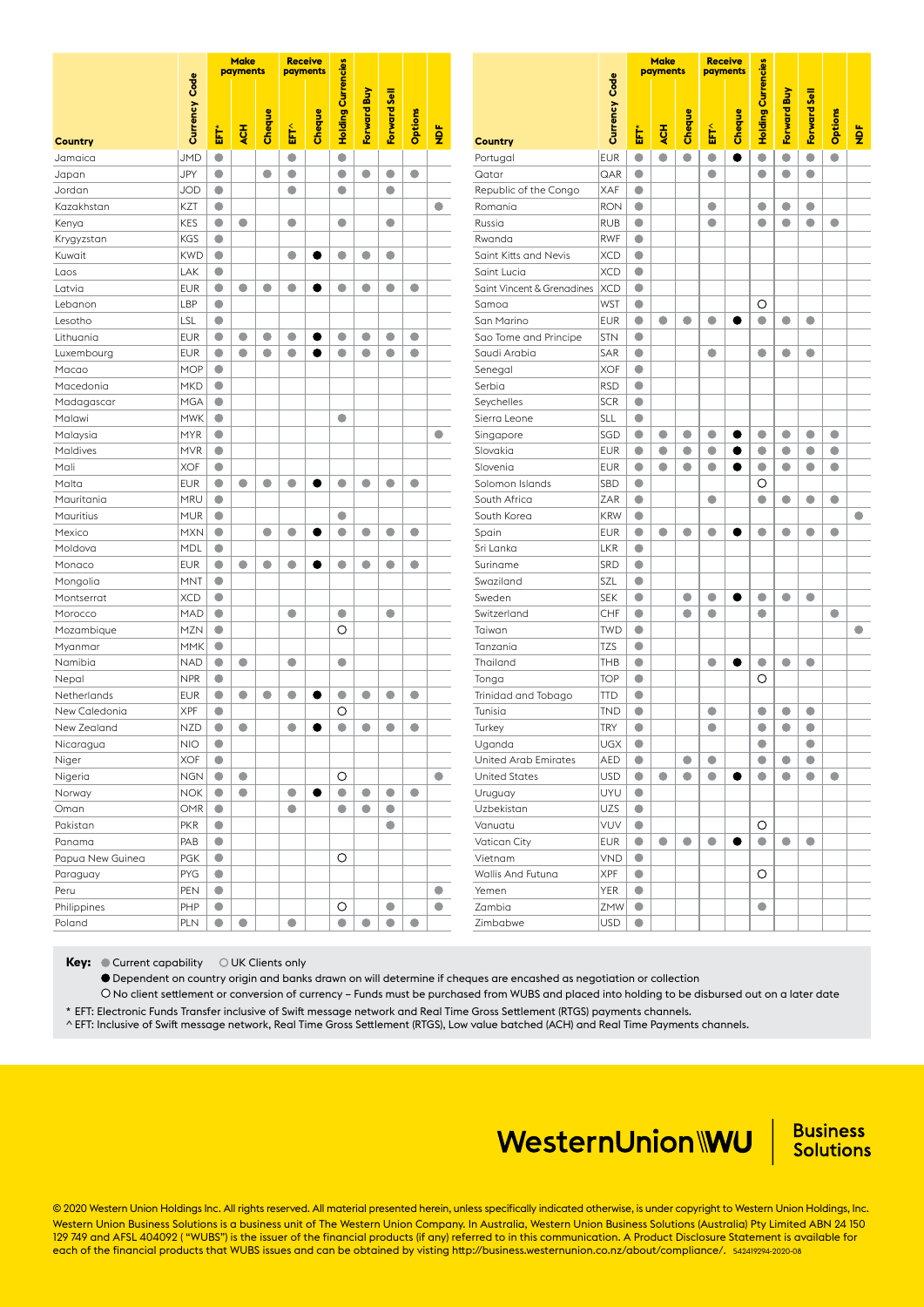| Country | Currency Code | Make payments | | | Receive payments | | Holding Currencies | Forward Buy | Forward Sell | Options | NDF |
|---|---|---|---|---|---|---|---|---|---|---|---|
| | | EFT* | ACH | Cheque | EFT^ | Cheque | | | | | |
| Jamaica | JMD | ● | | | ● | | ● | | | | |
| Japan | JPY | ● | | ● | ● | | ● | ● | ● | ● | |
| Jordan | JOD | ● | | | ● | | ● | | ● | | |
| Kazakhstan | KZT | ● | | | | | | | | | ● |
| Kenya | KES | ● | ● | | ● | | ● | | ● | | |
| Krygyzstan | KGS | ● | | | | | | | | | |
| Kuwait | KWD | ● | | | ● | ⬤ | ● | ● | ● | | |
| Laos | LAK | ● | | | | | | | | | |
| Latvia | EUR | ● | ● | ● | ● | ⬤ | ● | ● | ● | ● | |
| Lebanon | LBP | ● | | | | | | | | | |
| Lesotho | LSL | ● | | | | | | | | | |
| Lithuania | EUR | ● | ● | ● | ● | ⬤ | ● | ● | ● | ● | |
| Luxembourg | EUR | ● | ● | ● | ● | ⬤ | ● | ● | ● | ● | |
| Macao | MOP | ● | | | | | | | | | |
| Macedonia | MKD | ● | | | | | | | | | |
| Madagascar | MGA | ● | | | | | | | | | |
| Malawi | MWK | ● | | | | | ● | | | | |
| Malaysia | MYR | ● | | | | | | | | | ● |
| Maldives | MVR | ● | | | | | | | | | |
| Mali | XOF | ● | | | | | | | | | |
| Malta | EUR | ● | ● | ● | ● | ⬤ | ● | ● | ● | ● | |
| Mauritania | MRU | ● | | | | | | | | | |
| Mauritius | MUR | ● | | | | | ● | | | | |
| Mexico | MXN | ● | | ● | ● | ⬤ | ● | ● | ● | ● | |
| Moldova | MDL | ● | | | | | | | | | |
| Monaco | EUR | ● | ● | ● | ● | ⬤ | ● | ● | ● | ● | |
| Mongolia | MNT | ● | | | | | | | | | |
| Montserrat | XCD | ● | | | | | | | | | |
| Morocco | MAD | ● | | | ● | | ● | | ● | | |
| Mozambique | MZN | ● | | | | | ○ | | | | |
| Myanmar | MMK | ● | | | | | | | | | |
| Namibia | NAD | ● | ● | | ● | | ● | | | | |
| Nepal | NPR | ● | | | | | | | | | |
| Netherlands | EUR | ● | ● | ● | ● | ⬤ | ● | ● | ● | ● | |
| New Caledonia | XPF | ● | | | | | ○ | | | | |
| New Zealand | NZD | ● | ● | | ● | ⬤ | ● | ● | ● | ● | |
| Nicaragua | NIO | ● | | | | | | | | | |
| Niger | XOF | ● | | | | | | | | | |
| Nigeria | NGN | ● | ● | | | | ○ | | | | ● |
| Norway | NOK | ● | ● | | ● | ⬤ | ● | ● | ● | ● | |
| Oman | OMR | ● | | | ● | | ● | ● | ● | | |
| Pakistan | PKR | ● | | | | | | | ● | | |
| Panama | PAB | ● | | | | | | | | | |
| Papua New Guinea | PGK | ● | | | | | ○ | | | | |
| Paraguay | PYG | ● | | | | | | | | | |
| Peru | PEN | ● | | | | | | | | | ● |
| Philippines | PHP | ● | | | | | ○ | | ● | | ● |
| Poland | PLN | ● | ● | | ● | | ● | ● | ● | ● | |
| Portugal | EUR | ● | ● | ● | ● | ⬤ | ● | ● | ● | ● | |
| Qatar | QAR | ● | | | ● | | ● | ● | ● | | |
| Republic of the Congo | XAF | ● | | | | | | | | | |
| Romania | RON | ● | | | ● | | ● | ● | ● | | |
| Russia | RUB | ● | | | ● | | ● | ● | ● | ● | |
| Rwanda | RWF | ● | | | | | | | | | |
| Saint Kitts and Nevis | XCD | ● | | | | | | | | | |
| Saint Lucia | XCD | ● | | | | | | | | | |
| Saint Vincent & Grenadines | XCD | ● | | | | | | | | | |
| Samoa | WST | ● | | | | | ○ | | | | |
| San Marino | EUR | ● | ● | ● | ● | ⬤ | ● | ● | ● | | |
| Sao Tome and Principe | STN | ● | | | | | | | | | |
| Saudi Arabia | SAR | ● | | | ● | | ● | ● | ● | | |
| Senegal | XOF | ● | | | | | | | | | |
| Serbia | RSD | ● | | | | | | | | | |
| Seychelles | SCR | ● | | | | | | | | | |
| Sierra Leone | SLL | ● | | | | | | | | | |
| Singapore | SGD | ● | ● | ● | ● | ⬤ | ● | ● | ● | ● | |
| Slovakia | EUR | ● | ● | ● | ● | ⬤ | ● | ● | ● | ● | |
| Slovenia | EUR | ● | ● | ● | ● | ⬤ | ● | ● | ● | ● | |
| Solomon Islands | SBD | ● | | | | | ○ | | | | |
| South Africa | ZAR | ● | | | ● | | ● | ● | ● | ● | |
| South Korea | KRW | ● | | | | | | | | | ● |
| Spain | EUR | ● | ● | ● | ● | ⬤ | ● | ● | ● | ● | |
| Sri Lanka | LKR | ● | | | | | | | | | |
| Suriname | SRD | ● | | | | | | | | | |
| Swaziland | SZL | ● | | | | | | | | | |
| Sweden | SEK | ● | | ● | ● | ⬤ | ● | ● | ● | | |
| Switzerland | CHF | ● | | ● | ● | | ● | | | ● | |
| Taiwan | TWD | ● | | | | | | | | | ● |
| Tanzania | TZS | ● | | | | | | | | | |
| Thailand | THB | ● | | | ● | ⬤ | ● | ● | ● | | |
| Tonga | TOP | ● | | | | | ○ | | | | |
| Trinidad and Tobago | TTD | ● | | | | | | | | | |
| Tunisia | TND | ● | | | ● | | ● | ● | ● | | |
| Turkey | TRY | ● | | | ● | | ● | ● | ● | | |
| Uganda | UGX | ● | | | | | ● | | ● | | |
| United Arab Emirates | AED | ● | | ● | ● | | ● | ● | ● | | |
| United States | USD | ● | ● | ● | ● | ⬤ | ● | ● | ● | ● | |
| Uruguay | UYU | ● | | | | | | | | | |
| Uzbekistan | UZS | ● | | | | | | | | | |
| Vanuatu | VUV | ● | | | | | ○ | | | | |
| Vatican City | EUR | ● | ● | ● | ● | ⬤ | ● | ● | ● | | |
| Vietnam | VND | ● | | | | | | | | | |
| Wallis And Futuna | XPF | ● | | | | | ○ | | | | |
| Yemen | YER | ● | | | | | | | | | |
| Zambia | ZMW | ● | | | | | ● | | | | |
| Zimbabwe | USD | ● | | | | | | | | | |

**Key:** ● Current capability ○ UK Clients only

⬤ Dependent on country origin and banks drawn on will determine if cheques are encashed as negotiation or collection

○ No client settlement or conversion of currency – Funds must be purchased from WUBS and placed into holding to be disbursed out on a later date

* EFT: Electronic Funds Transfer inclusive of Swift message network and Real Time Gross Settlement (RTGS) payments channels.

^ EFT: Inclusive of Swift message network, Real Time Gross Settlement (RTGS), Low value batched (ACH) and Real Time Payments channels.

WesternUnion WU | Business Solutions

© 2020 Western Union Holdings Inc. All rights reserved. All material presented herein, unless specifically indicated otherwise, is under copyright to Western Union Holdings, Inc. Western Union Business Solutions is a business unit of The Western Union Company. In Australia, Western Union Business Solutions (Australia) Pty Limited ABN 24 150 129 749 and AFSL 404092 ("WUBS") is the issuer of the financial products (if any) referred to in this communication. A Product Disclosure Statement is available for each of the financial products that WUBS issues and can be obtained by visting http://business.westernunion.co.nz/about/compliance/. 542419294-2020-08